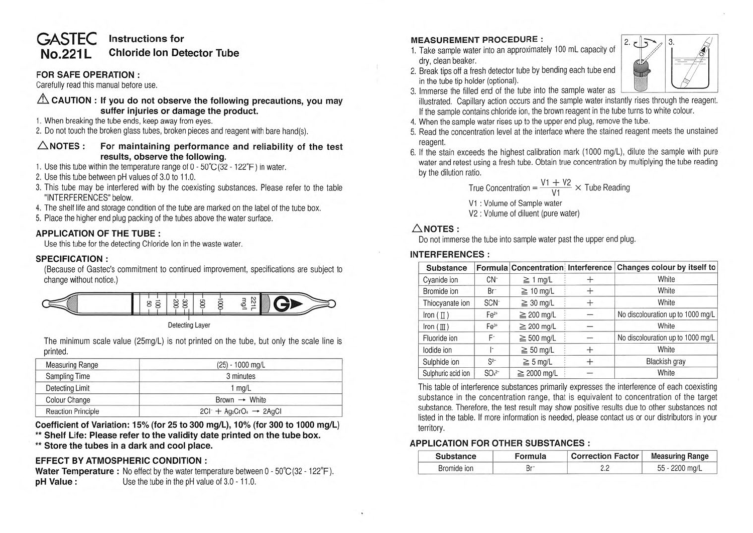# GASTEC No.221L Instructions for Chloride Ion Detector Tube

## FOR SAFE OPERATION :

Carefully read this manual before use.

**⚠ CAUTION : If you do not observe the following precautions, you may suffer injuries or damage the product.**

1. When breaking the tube ends, keep away from eyes.
2. Do not touch the broken glass tubes, broken pieces and reagent with bare hand(s).

**△NOTES : For maintaining performance and reliability of the test results, observe the following.**

1. Use this tube within the temperature range of 0 - 50°C (32 - 122°F) in water.
2. Use this tube between pH values of 3.0 to 11.0.
3. This tube may be interfered with by the coexisting substances. Please refer to the table "INTERFERENCES" below.
4. The shelf life and storage condition of the tube are marked on the label of the tube box.
5. Place the higher end plug packing of the tubes above the water surface.

## APPLICATION OF THE TUBE :

Use this tube for the detecting Chloride Ion in the waste water.

## SPECIFICATION :

(Because of Gastec's commitment to continued improvement, specifications are subject to change without notice.)

50 100 200 300 500 1000 221L mg/l

Detecting Layer

The minimum scale value (25mg/L) is not printed on the tube, but only the scale line is printed.

| Measuring Range | (25) - 1000 mg/L |
|---|---|
| Sampling Time | 3 minutes |
| Detecting Limit | 1 mg/L |
| Colour Change | Brown → White |
| Reaction Principle | $2Cl^- + Ag_2CrO_4 \rightarrow 2AgCl$ |

**Coefficient of Variation: 15% (for 25 to 300 mg/L), 10% (for 300 to 1000 mg/L)**
**\*\* Shelf Life: Please refer to the validity date printed on the tube box.**
**\*\* Store the tubes in a dark and cool place.**

## EFFECT BY ATMOSPHERIC CONDITION :

**Water Temperature :** No effect by the water temperature between 0 - 50°C (32 - 122°F).
**pH Value :** Use the tube in the pH value of 3.0 - 11.0.

## MEASUREMENT PROCEDURE :

1. Take sample water into an approximately 100 mL capacity of dry, clean beaker.
2. Break tips off a fresh detector tube by bending each tube end in the tube tip holder (optional).
3. Immerse the filled end of the tube into the sample water as illustrated. Capillary action occurs and the sample water instantly rises through the reagent. If the sample contains chloride ion, the brown reagent in the tube turns to white colour.
4. When the sample water rises up to the upper end plug, remove the tube.
5. Read the concentration level at the interface where the stained reagent meets the unstained reagent.
6. If the stain exceeds the highest calibration mark (1000 mg/L), dilute the sample with pure water and retest using a fresh tube. Obtain true concentration by multiplying the tube reading by the dilution ratio.

$$\text{True Concentration} = \frac{V1 + V2}{V1} \times \text{Tube Reading}$$

V1 : Volume of Sample water
V2 : Volume of diluent (pure water)

**△NOTES :**

Do not immerse the tube into sample water past the upper end plug.

## INTERFERENCES :

| Substance | Formula | Concentration | Interference | Changes colour by itself to |
|---|---|---|---|---|
| Cyanide ion | $CN^-$ | ≧ 1 mg/L | + | White |
| Bromide ion | $Br^-$ | ≧ 10 mg/L | + | White |
| Thiocyanate ion | $SCN^-$ | ≧ 30 mg/L | + | White |
| Iron (Ⅱ) | $Fe^{2+}$ | ≧ 200 mg/L | − | No discolouration up to 1000 mg/L |
| Iron (Ⅲ) | $Fe^{3+}$ | ≧ 200 mg/L | − | White |
| Fluoride ion | $F^-$ | ≧ 500 mg/L | − | No discolouration up to 1000 mg/L |
| Iodide ion | $I^-$ | ≧ 50 mg/L | + | White |
| Sulphide ion | $S^{2-}$ | ≧ 5 mg/L | + | Blackish gray |
| Sulphuric acid ion | $SO_4^{2-}$ | ≧ 2000 mg/L | − | White |

This table of interference substances primarily expresses the interference of each coexisting substance in the concentration range, that is equivalent to concentration of the target substance. Therefore, the test result may show positive results due to other substances not listed in the table. If more information is needed, please contact us or our distributors in your territory.

## APPLICATION FOR OTHER SUBSTANCES :

| Substance | Formula | Correction Factor | Measuring Range |
|---|---|---|---|
| Bromide ion | $Br^-$ | 2.2 | 55 - 2200 mg/L |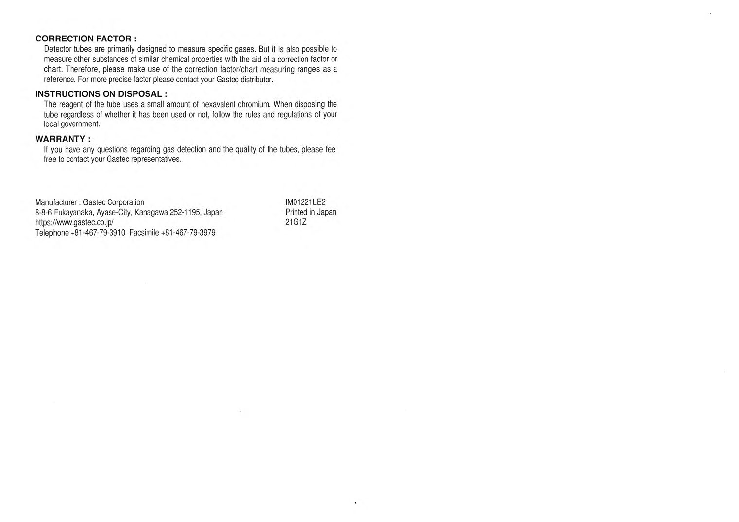## CORRECTION FACTOR :

Detector tubes are primarily designed to measure specific gases. But it is also possible to measure other substances of similar chemical properties with the aid of a correction factor or chart. Therefore, please make use of the correction factor/chart measuring ranges as a reference. For more precise factor please contact your Gastec distributor.

## INSTRUCTIONS ON DISPOSAL :

The reagent of the tube uses a small amount of hexavalent chromium. When disposing the tube regardless of whether it has been used or not, follow the rules and regulations of your local government.

## WARRANTY :

If you have any questions regarding gas detection and the quality of the tubes, please feel free to contact your Gastec representatives.

Manufacturer : Gastec Corporation
8-8-6 Fukayanaka, Ayase-City, Kanagawa 252-1195, Japan
https://www.gastec.co.jp/
Telephone +81-467-79-3910 Facsimile +81-467-79-3979

IM01221LE2
Printed in Japan
21G1Z